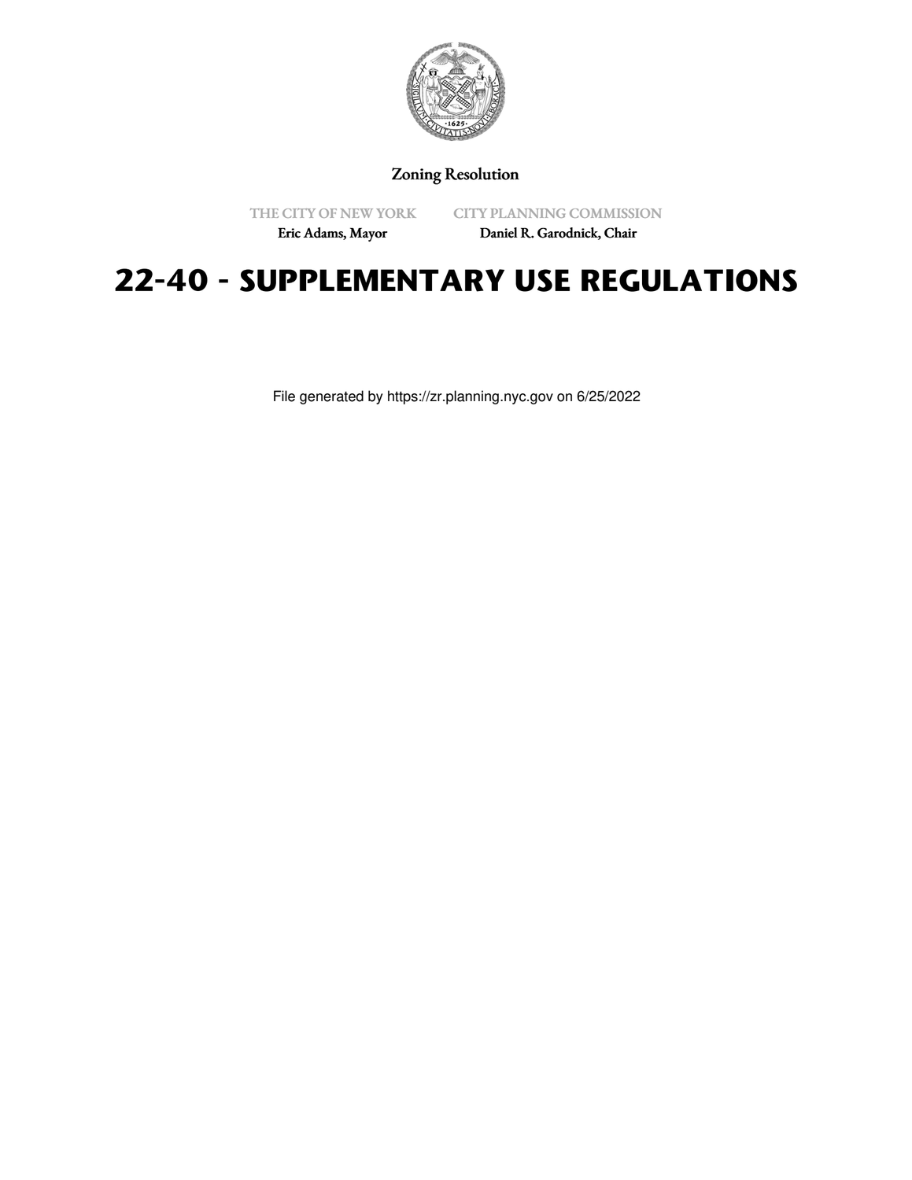Zoning Resolution

THE CITY OF NEW YORK
Eric Adams, Mayor

CITY PLANNING COMMISSION
Daniel R. Garodnick, Chair

# 22-40 - SUPPLEMENTARY USE REGULATIONS

File generated by https://zr.planning.nyc.gov on 6/25/2022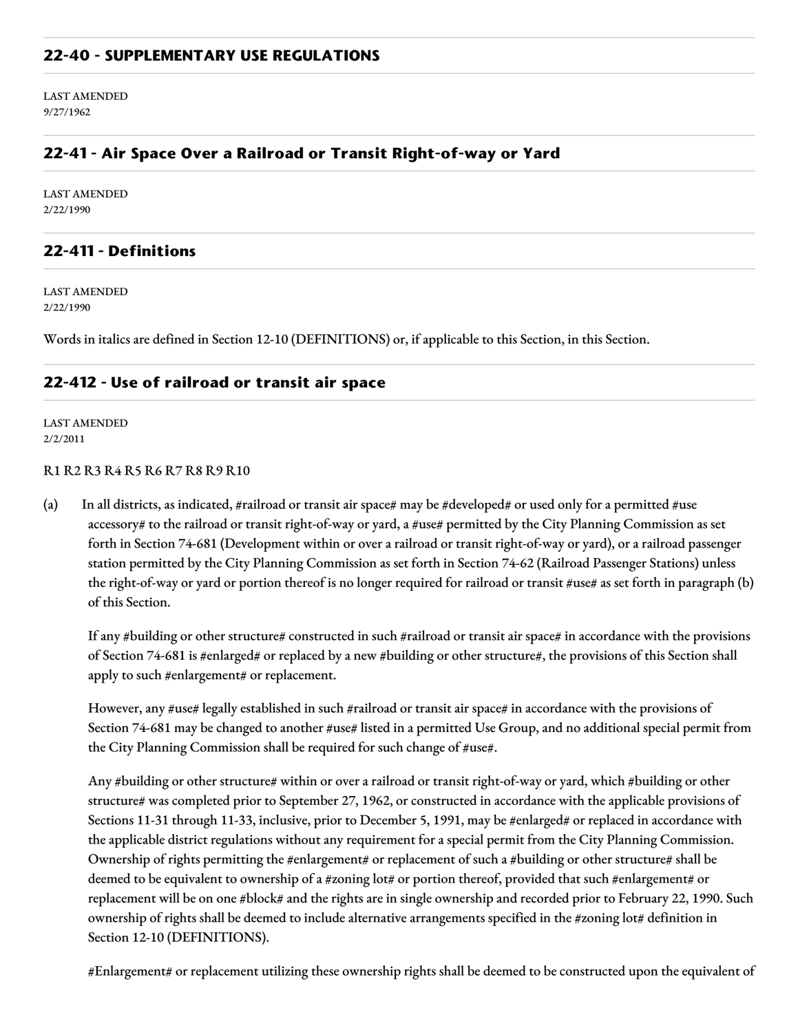## 22-40 - SUPPLEMENTARY USE REGULATIONS

LAST AMENDED
9/27/1962

## 22-41 - Air Space Over a Railroad or Transit Right-of-way or Yard

LAST AMENDED
2/22/1990

## 22-411 - Definitions

LAST AMENDED
2/22/1990

Words in italics are defined in Section 12-10 (DEFINITIONS) or, if applicable to this Section, in this Section.

## 22-412 - Use of railroad or transit air space

LAST AMENDED
2/2/2011

R1 R2 R3 R4 R5 R6 R7 R8 R9 R10

(a) In all districts, as indicated, #railroad or transit air space# may be #developed# or used only for a permitted #use accessory# to the railroad or transit right-of-way or yard, a #use# permitted by the City Planning Commission as set forth in Section 74-681 (Development within or over a railroad or transit right-of-way or yard), or a railroad passenger station permitted by the City Planning Commission as set forth in Section 74-62 (Railroad Passenger Stations) unless the right-of-way or yard or portion thereof is no longer required for railroad or transit #use# as set forth in paragraph (b) of this Section.

If any #building or other structure# constructed in such #railroad or transit air space# in accordance with the provisions of Section 74-681 is #enlarged# or replaced by a new #building or other structure#, the provisions of this Section shall apply to such #enlargement# or replacement.

However, any #use# legally established in such #railroad or transit air space# in accordance with the provisions of Section 74-681 may be changed to another #use# listed in a permitted Use Group, and no additional special permit from the City Planning Commission shall be required for such change of #use#.

Any #building or other structure# within or over a railroad or transit right-of-way or yard, which #building or other structure# was completed prior to September 27, 1962, or constructed in accordance with the applicable provisions of Sections 11-31 through 11-33, inclusive, prior to December 5, 1991, may be #enlarged# or replaced in accordance with the applicable district regulations without any requirement for a special permit from the City Planning Commission. Ownership of rights permitting the #enlargement# or replacement of such a #building or other structure# shall be deemed to be equivalent to ownership of a #zoning lot# or portion thereof, provided that such #enlargement# or replacement will be on one #block# and the rights are in single ownership and recorded prior to February 22, 1990. Such ownership of rights shall be deemed to include alternative arrangements specified in the #zoning lot# definition in Section 12-10 (DEFINITIONS).

#Enlargement# or replacement utilizing these ownership rights shall be deemed to be constructed upon the equivalent of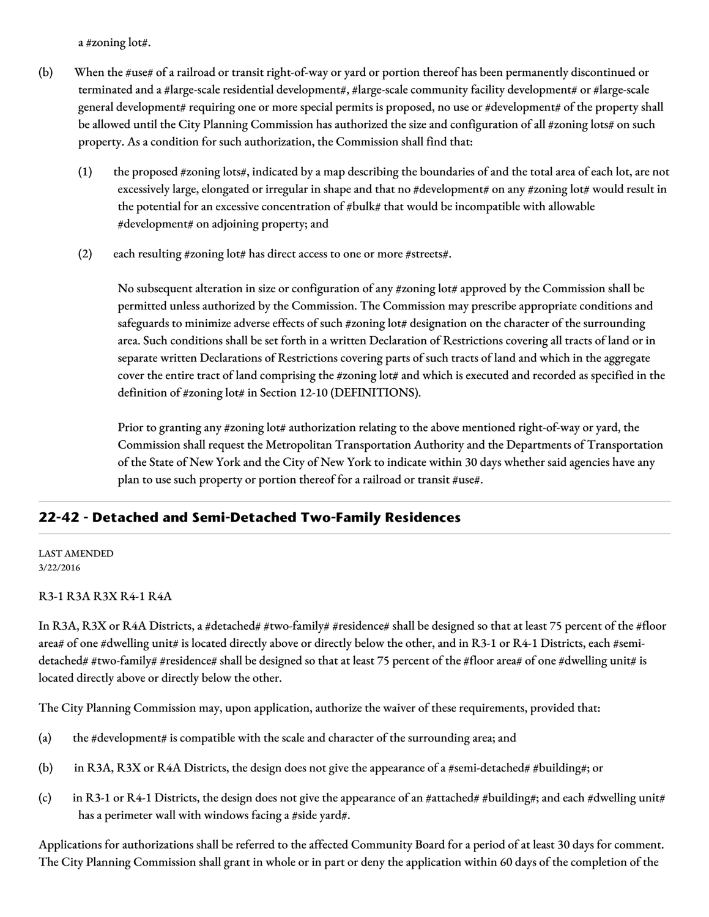a #zoning lot#.

(b) When the #use# of a railroad or transit right-of-way or yard or portion thereof has been permanently discontinued or terminated and a #large-scale residential development#, #large-scale community facility development# or #large-scale general development# requiring one or more special permits is proposed, no use or #development# of the property shall be allowed until the City Planning Commission has authorized the size and configuration of all #zoning lots# on such property. As a condition for such authorization, the Commission shall find that:

   (1) the proposed #zoning lots#, indicated by a map describing the boundaries of and the total area of each lot, are not excessively large, elongated or irregular in shape and that no #development# on any #zoning lot# would result in the potential for an excessive concentration of #bulk# that would be incompatible with allowable #development# on adjoining property; and

   (2) each resulting #zoning lot# has direct access to one or more #streets#.

   No subsequent alteration in size or configuration of any #zoning lot# approved by the Commission shall be permitted unless authorized by the Commission. The Commission may prescribe appropriate conditions and safeguards to minimize adverse effects of such #zoning lot# designation on the character of the surrounding area. Such conditions shall be set forth in a written Declaration of Restrictions covering all tracts of land or in separate written Declarations of Restrictions covering parts of such tracts of land and which in the aggregate cover the entire tract of land comprising the #zoning lot# and which is executed and recorded as specified in the definition of #zoning lot# in Section 12-10 (DEFINITIONS).

   Prior to granting any #zoning lot# authorization relating to the above mentioned right-of-way or yard, the Commission shall request the Metropolitan Transportation Authority and the Departments of Transportation of the State of New York and the City of New York to indicate within 30 days whether said agencies have any plan to use such property or portion thereof for a railroad or transit #use#.

## 22-42 - Detached and Semi-Detached Two-Family Residences

LAST AMENDED
3/22/2016

R3-1 R3A R3X R4-1 R4A

In R3A, R3X or R4A Districts, a #detached# #two-family# #residence# shall be designed so that at least 75 percent of the #floor area# of one #dwelling unit# is located directly above or directly below the other, and in R3-1 or R4-1 Districts, each #semi-detached# #two-family# #residence# shall be designed so that at least 75 percent of the #floor area# of one #dwelling unit# is located directly above or directly below the other.

The City Planning Commission may, upon application, authorize the waiver of these requirements, provided that:

(a) the #development# is compatible with the scale and character of the surrounding area; and

(b) in R3A, R3X or R4A Districts, the design does not give the appearance of a #semi-detached# #building#; or

(c) in R3-1 or R4-1 Districts, the design does not give the appearance of an #attached# #building#; and each #dwelling unit# has a perimeter wall with windows facing a #side yard#.

Applications for authorizations shall be referred to the affected Community Board for a period of at least 30 days for comment. The City Planning Commission shall grant in whole or in part or deny the application within 60 days of the completion of the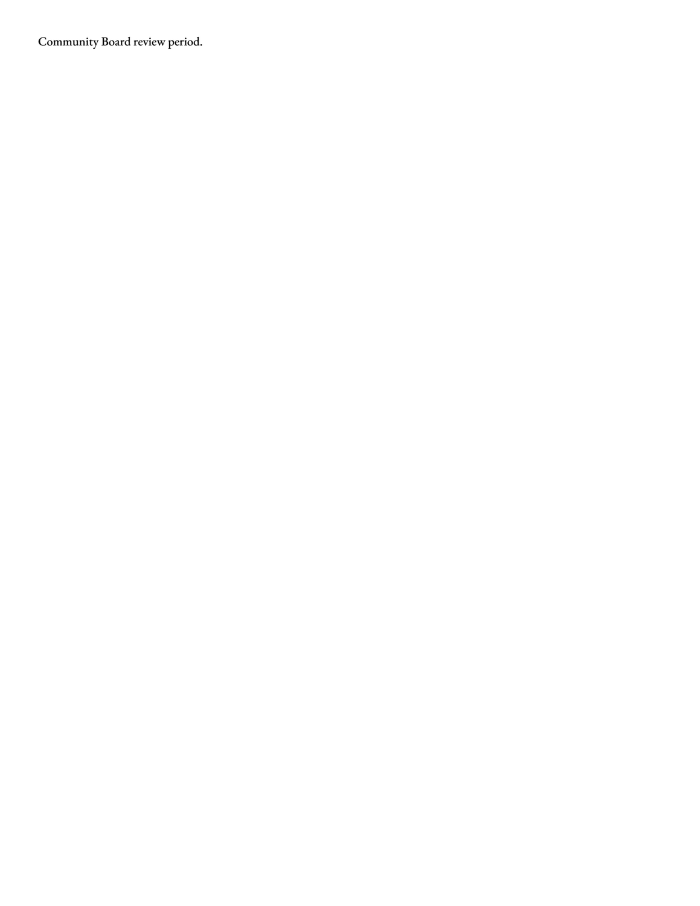Community Board review period.